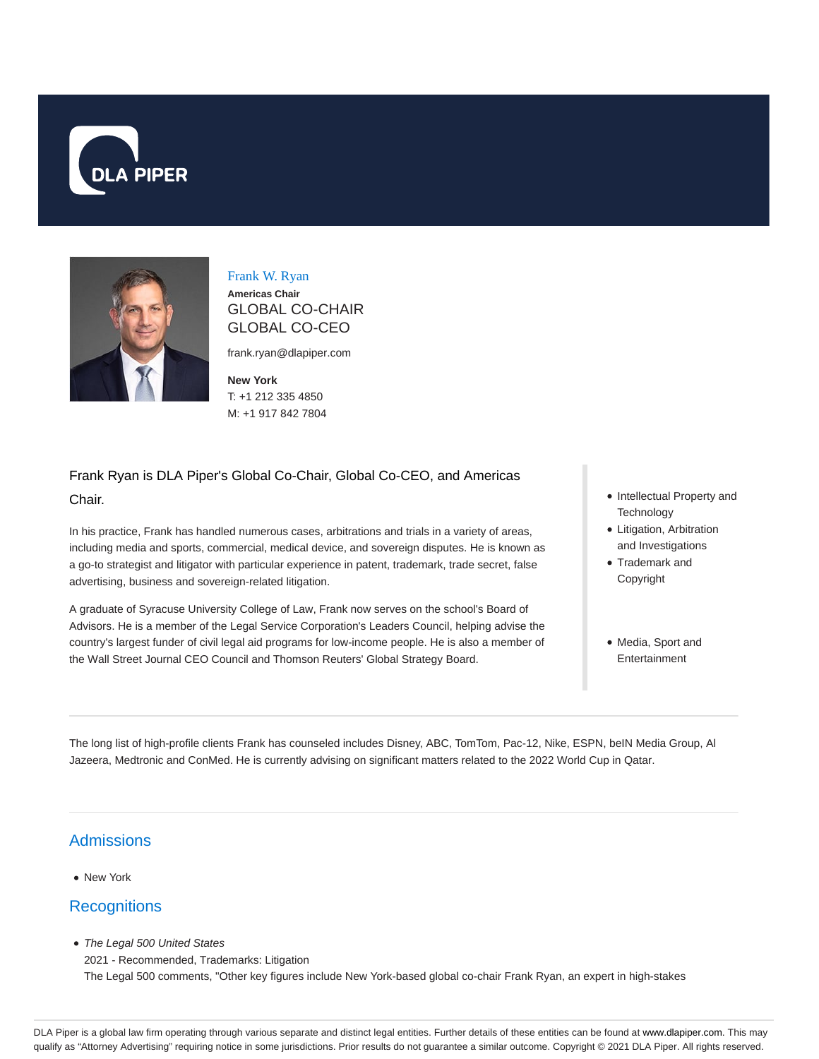Frank W. Ryan

**Americas Chair**

GLOBAL CO-CHAIR

GLOBAL CO-CEO

frank.ryan@dlapiper.com

**New York**

T: +1 212 335 4850

M: +1 917 842 7804

Frank Ryan is DLA Piper's Global Co-Chair, Global Co-CEO, and Americas Chair.

In his practice, Frank has handled numerous cases, arbitrations and trials in a variety of areas, including media and sports, commercial, medical device, and sovereign disputes. He is known as a go-to strategist and litigator with particular experience in patent, trademark, trade secret, false advertising, business and sovereign-related litigation.

A graduate of Syracuse University College of Law, Frank now serves on the school's Board of Advisors. He is a member of the Legal Service Corporation's Leaders Council, helping advise the country's largest funder of civil legal aid programs for low-income people. He is also a member of the Wall Street Journal CEO Council and Thomson Reuters' Global Strategy Board.

- Intellectual Property and Technology
- Litigation, Arbitration and Investigations
- Trademark and Copyright

- Media, Sport and Entertainment

The long list of high-profile clients Frank has counseled includes Disney, ABC, TomTom, Pac-12, Nike, ESPN, beIN Media Group, Al Jazeera, Medtronic and ConMed. He is currently advising on significant matters related to the 2022 World Cup in Qatar.

## Admissions

- New York

## Recognitions

- *The Legal 500 United States*
  2021 - Recommended, Trademarks: Litigation
  The Legal 500 comments, "Other key figures include New York-based global co-chair Frank Ryan, an expert in high-stakes

DLA Piper is a global law firm operating through various separate and distinct legal entities. Further details of these entities can be found at www.dlapiper.com. This may qualify as "Attorney Advertising" requiring notice in some jurisdictions. Prior results do not guarantee a similar outcome. Copyright © 2021 DLA Piper. All rights reserved.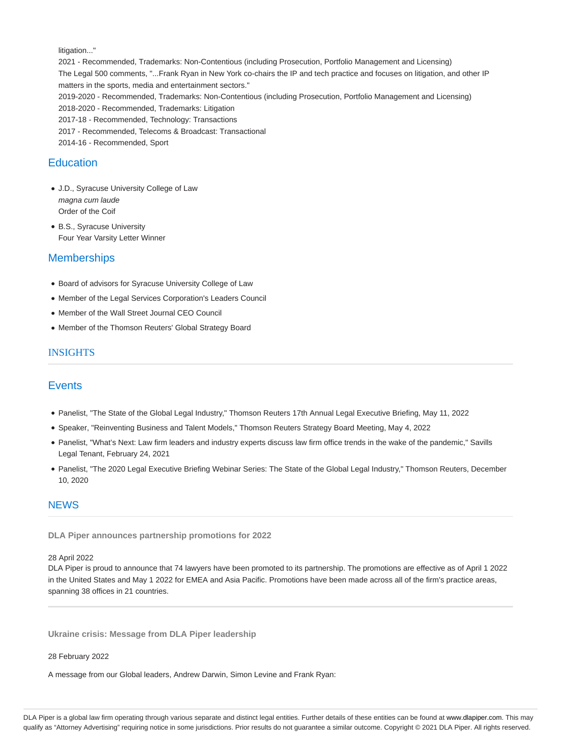litigation..."

2021 - Recommended, Trademarks: Non-Contentious (including Prosecution, Portfolio Management and Licensing)

The Legal 500 comments, "...Frank Ryan in New York co-chairs the IP and tech practice and focuses on litigation, and other IP matters in the sports, media and entertainment sectors."

2019-2020 - Recommended, Trademarks: Non-Contentious (including Prosecution, Portfolio Management and Licensing)

2018-2020 - Recommended, Trademarks: Litigation

2017-18 - Recommended, Technology: Transactions

2017 - Recommended, Telecoms & Broadcast: Transactional

2014-16 - Recommended, Sport

## Education

- J.D., Syracuse University College of Law
  *magna cum laude*
  Order of the Coif
- B.S., Syracuse University
  Four Year Varsity Letter Winner

## Memberships

- Board of advisors for Syracuse University College of Law
- Member of the Legal Services Corporation's Leaders Council
- Member of the Wall Street Journal CEO Council
- Member of the Thomson Reuters' Global Strategy Board

## INSIGHTS

## Events

- Panelist, "The State of the Global Legal Industry," Thomson Reuters 17th Annual Legal Executive Briefing, May 11, 2022
- Speaker, "Reinventing Business and Talent Models," Thomson Reuters Strategy Board Meeting, May 4, 2022
- Panelist, "What's Next: Law firm leaders and industry experts discuss law firm office trends in the wake of the pandemic," Savills Legal Tenant, February 24, 2021
- Panelist, "The 2020 Legal Executive Briefing Webinar Series: The State of the Global Legal Industry," Thomson Reuters, December 10, 2020

## NEWS

### DLA Piper announces partnership promotions for 2022

28 April 2022

DLA Piper is proud to announce that 74 lawyers have been promoted to its partnership. The promotions are effective as of April 1 2022 in the United States and May 1 2022 for EMEA and Asia Pacific. Promotions have been made across all of the firm's practice areas, spanning 38 offices in 21 countries.

### Ukraine crisis: Message from DLA Piper leadership

28 February 2022

A message from our Global leaders, Andrew Darwin, Simon Levine and Frank Ryan: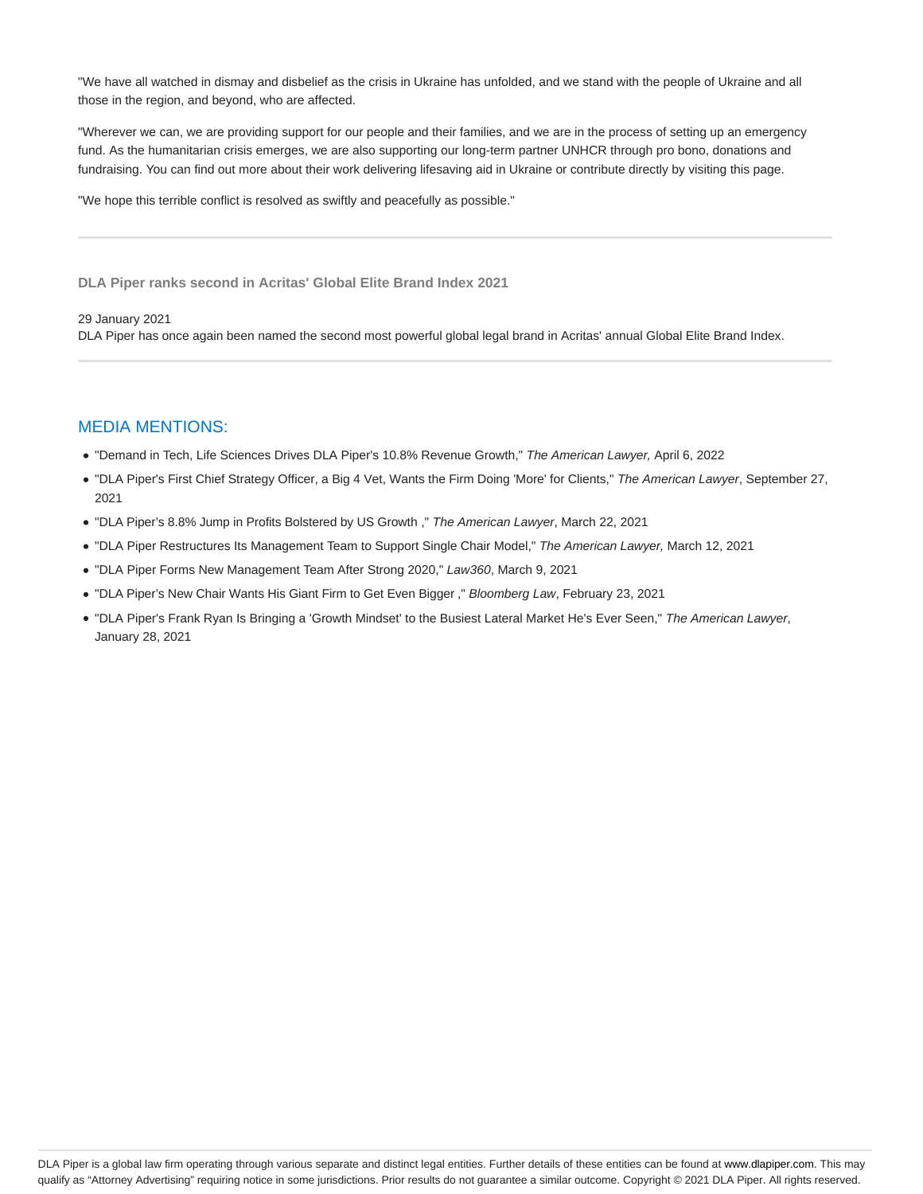"We have all watched in dismay and disbelief as the crisis in Ukraine has unfolded, and we stand with the people of Ukraine and all those in the region, and beyond, who are affected.

"Wherever we can, we are providing support for our people and their families, and we are in the process of setting up an emergency fund. As the humanitarian crisis emerges, we are also supporting our long-term partner UNHCR through pro bono, donations and fundraising. You can find out more about their work delivering lifesaving aid in Ukraine or contribute directly by visiting this page.

"We hope this terrible conflict is resolved as swiftly and peacefully as possible."

---

**DLA Piper ranks second in Acritas' Global Elite Brand Index 2021**

29 January 2021
DLA Piper has once again been named the second most powerful global legal brand in Acritas' annual Global Elite Brand Index.

---

## MEDIA MENTIONS:

- "Demand in Tech, Life Sciences Drives DLA Piper's 10.8% Revenue Growth," *The American Lawyer,* April 6, 2022
- "DLA Piper's First Chief Strategy Officer, a Big 4 Vet, Wants the Firm Doing 'More' for Clients," *The American Lawyer*, September 27, 2021
- "DLA Piper's 8.8% Jump in Profits Bolstered by US Growth ," *The American Lawyer*, March 22, 2021
- "DLA Piper Restructures Its Management Team to Support Single Chair Model," *The American Lawyer,* March 12, 2021
- "DLA Piper Forms New Management Team After Strong 2020," *Law360*, March 9, 2021
- "DLA Piper's New Chair Wants His Giant Firm to Get Even Bigger ," *Bloomberg Law*, February 23, 2021
- "DLA Piper's Frank Ryan Is Bringing a 'Growth Mindset' to the Busiest Lateral Market He's Ever Seen," *The American Lawyer*, January 28, 2021

DLA Piper is a global law firm operating through various separate and distinct legal entities. Further details of these entities can be found at www.dlapiper.com. This may qualify as "Attorney Advertising" requiring notice in some jurisdictions. Prior results do not guarantee a similar outcome. Copyright © 2021 DLA Piper. All rights reserved.